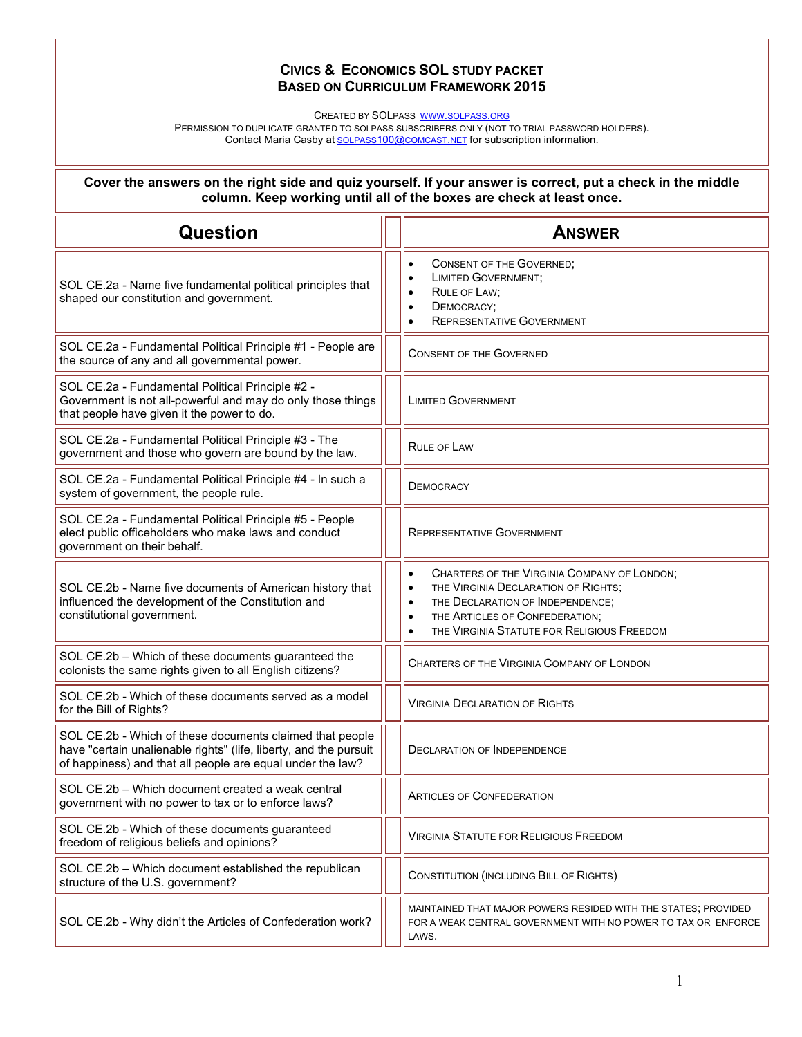# Civics & Economics SOL Study Packet
## Based on Curriculum Framework 2015

Created by SOLPass www.solpass.org
Permission to duplicate granted to SOLPass subscribers only (not to trial password holders).
Contact Maria Casby at solpass100@comcast.net for subscription information.

**Cover the answers on the right side and quiz yourself. If your answer is correct, put a check in the middle column. Keep working until all of the boxes are check at least once.**

| Question | | Answer |
|---|---|---|
| SOL CE.2a - Name five fundamental political principles that shaped our constitution and government. | | • Consent of the Governed;<br>• Limited Government;<br>• Rule of Law;<br>• Democracy;<br>• Representative Government |
| SOL CE.2a - Fundamental Political Principle #1 - People are the source of any and all governmental power. | | Consent of the Governed |
| SOL CE.2a - Fundamental Political Principle #2 - Government is not all-powerful and may do only those things that people have given it the power to do. | | Limited Government |
| SOL CE.2a - Fundamental Political Principle #3 - The government and those who govern are bound by the law. | | Rule of Law |
| SOL CE.2a - Fundamental Political Principle #4 - In such a system of government, the people rule. | | Democracy |
| SOL CE.2a - Fundamental Political Principle #5 - People elect public officeholders who make laws and conduct government on their behalf. | | Representative Government |
| SOL CE.2b - Name five documents of American history that influenced the development of the Constitution and constitutional government. | | • Charters of the Virginia Company of London;<br>• the Virginia Declaration of Rights;<br>• the Declaration of Independence;<br>• the Articles of Confederation;<br>• the Virginia Statute for Religious Freedom |
| SOL CE.2b – Which of these documents guaranteed the colonists the same rights given to all English citizens? | | Charters of the Virginia Company of London |
| SOL CE.2b - Which of these documents served as a model for the Bill of Rights? | | Virginia Declaration of Rights |
| SOL CE.2b - Which of these documents claimed that people have "certain unalienable rights" (life, liberty, and the pursuit of happiness) and that all people are equal under the law? | | Declaration of Independence |
| SOL CE.2b – Which document created a weak central government with no power to tax or to enforce laws? | | Articles of Confederation |
| SOL CE.2b - Which of these documents guaranteed freedom of religious beliefs and opinions? | | Virginia Statute for Religious Freedom |
| SOL CE.2b – Which document established the republican structure of the U.S. government? | | Constitution (including Bill of Rights) |
| SOL CE.2b - Why didn't the Articles of Confederation work? | | Maintained that major powers resided with the states; provided for a weak central government with no power to tax or enforce laws. |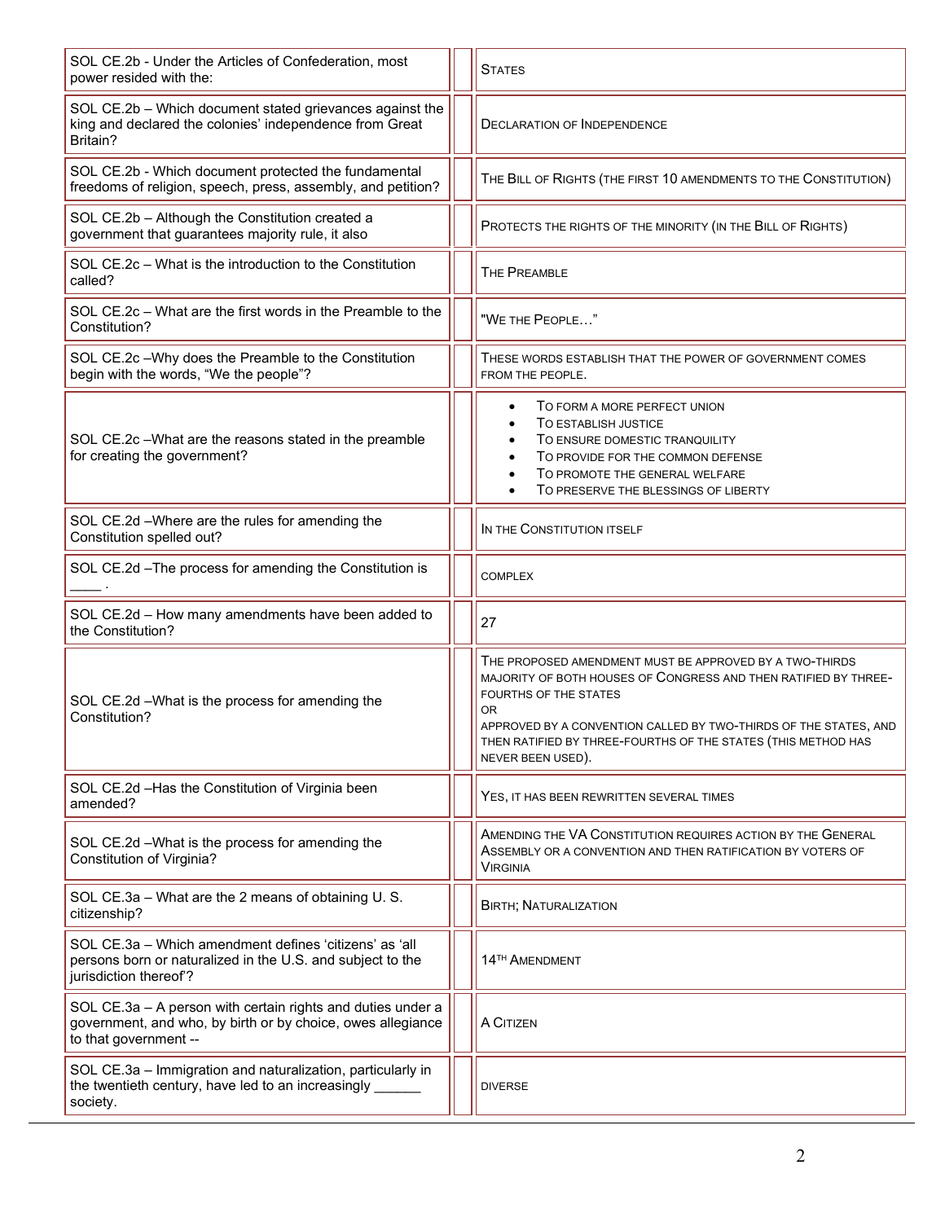| | | |
|---|---|---|
| SOL CE.2b - Under the Articles of Confederation, most power resided with the: | | STATES |
| SOL CE.2b – Which document stated grievances against the king and declared the colonies' independence from Great Britain? | | DECLARATION OF INDEPENDENCE |
| SOL CE.2b - Which document protected the fundamental freedoms of religion, speech, press, assembly, and petition? | | THE BILL OF RIGHTS (THE FIRST 10 AMENDMENTS TO THE CONSTITUTION) |
| SOL CE.2b – Although the Constitution created a government that guarantees majority rule, it also | | PROTECTS THE RIGHTS OF THE MINORITY (IN THE BILL OF RIGHTS) |
| SOL CE.2c – What is the introduction to the Constitution called? | | THE PREAMBLE |
| SOL CE.2c – What are the first words in the Preamble to the Constitution? | | "WE THE PEOPLE…" |
| SOL CE.2c –Why does the Preamble to the Constitution begin with the words, "We the people"? | | THESE WORDS ESTABLISH THAT THE POWER OF GOVERNMENT COMES FROM THE PEOPLE. |
| SOL CE.2c –What are the reasons stated in the preamble for creating the government? | | • TO FORM A MORE PERFECT UNION<br>• TO ESTABLISH JUSTICE<br>• TO ENSURE DOMESTIC TRANQUILITY<br>• TO PROVIDE FOR THE COMMON DEFENSE<br>• TO PROMOTE THE GENERAL WELFARE<br>• TO PRESERVE THE BLESSINGS OF LIBERTY |
| SOL CE.2d –Where are the rules for amending the Constitution spelled out? | | IN THE CONSTITUTION ITSELF |
| SOL CE.2d –The process for amending the Constitution is ____ . | | COMPLEX |
| SOL CE.2d – How many amendments have been added to the Constitution? | | 27 |
| SOL CE.2d –What is the process for amending the Constitution? | | THE PROPOSED AMENDMENT MUST BE APPROVED BY A TWO-THIRDS MAJORITY OF BOTH HOUSES OF CONGRESS AND THEN RATIFIED BY THREE-FOURTHS OF THE STATES<br>OR<br>APPROVED BY A CONVENTION CALLED BY TWO-THIRDS OF THE STATES, AND THEN RATIFIED BY THREE-FOURTHS OF THE STATES (THIS METHOD HAS NEVER BEEN USED). |
| SOL CE.2d –Has the Constitution of Virginia been amended? | | YES, IT HAS BEEN REWRITTEN SEVERAL TIMES |
| SOL CE.2d –What is the process for amending the Constitution of Virginia? | | AMENDING THE VA CONSTITUTION REQUIRES ACTION BY THE GENERAL ASSEMBLY OR A CONVENTION AND THEN RATIFICATION BY VOTERS OF VIRGINIA |
| SOL CE.3a – What are the 2 means of obtaining U. S. citizenship? | | BIRTH; NATURALIZATION |
| SOL CE.3a – Which amendment defines 'citizens' as 'all persons born or naturalized in the U.S. and subject to the jurisdiction thereof'? | | 14TH AMENDMENT |
| SOL CE.3a – A person with certain rights and duties under a government, and who, by birth or by choice, owes allegiance to that government -- | | A CITIZEN |
| SOL CE.3a – Immigration and naturalization, particularly in the twentieth century, have led to an increasingly ______ society. | | DIVERSE |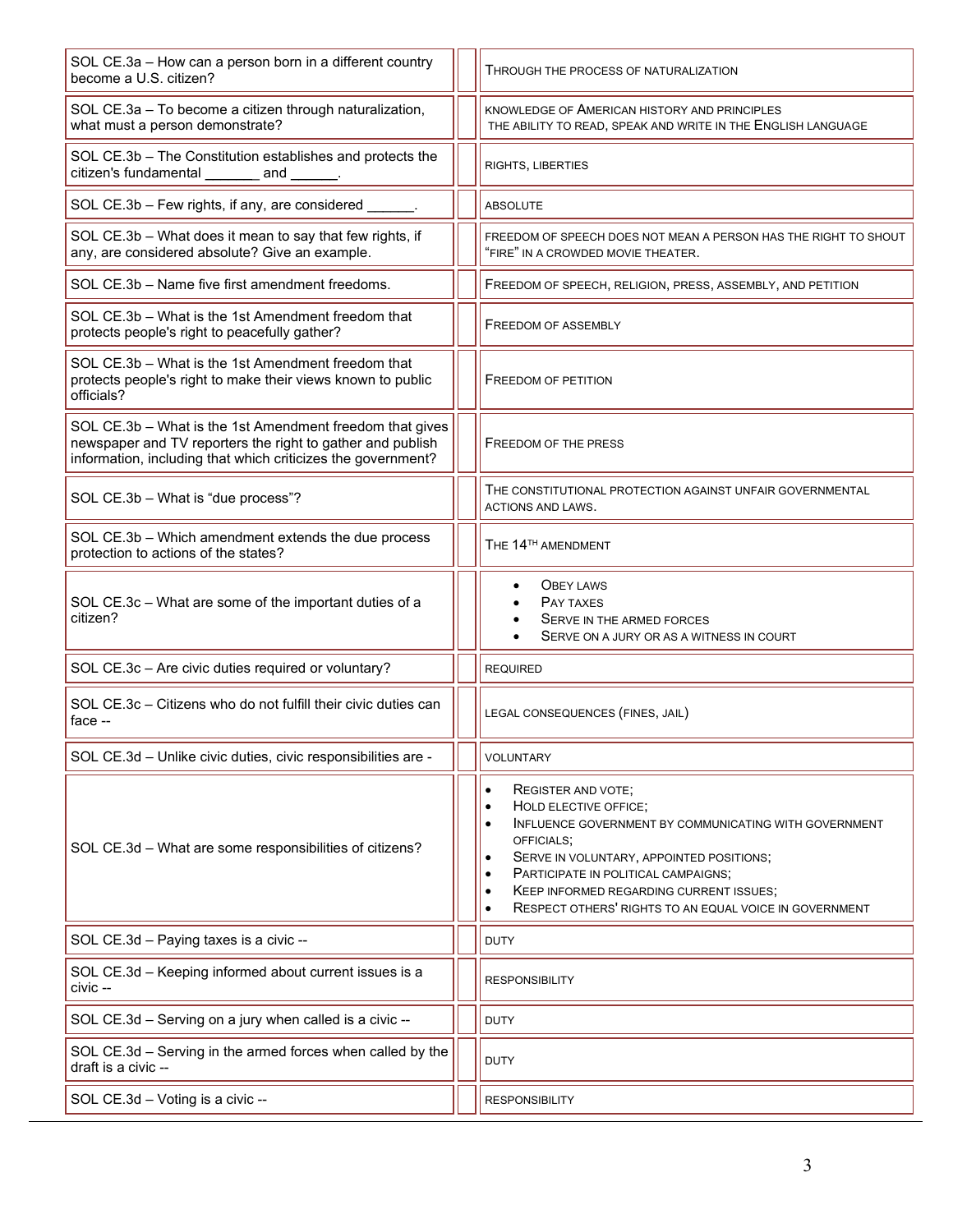| Question | | Answer |
|---|---|---|
| SOL CE.3a – How can a person born in a different country become a U.S. citizen? | | Through the process of naturalization |
| SOL CE.3a – To become a citizen through naturalization, what must a person demonstrate? | | knowledge of American history and principles<br>the ability to read, speak and write in the English language |
| SOL CE.3b – The Constitution establishes and protects the citizen's fundamental _______ and ______. | | rights, liberties |
| SOL CE.3b – Few rights, if any, are considered ______. | | absolute |
| SOL CE.3b – What does it mean to say that few rights, if any, are considered absolute? Give an example. | | freedom of speech does not mean a person has the right to shout "fire" in a crowded movie theater. |
| SOL CE.3b – Name five first amendment freedoms. | | Freedom of speech, religion, press, assembly, and petition |
| SOL CE.3b – What is the 1st Amendment freedom that protects people's right to peacefully gather? | | Freedom of assembly |
| SOL CE.3b – What is the 1st Amendment freedom that protects people's right to make their views known to public officials? | | Freedom of petition |
| SOL CE.3b – What is the 1st Amendment freedom that gives newspaper and TV reporters the right to gather and publish information, including that which criticizes the government? | | Freedom of the press |
| SOL CE.3b – What is "due process"? | | The constitutional protection against unfair governmental actions and laws. |
| SOL CE.3b – Which amendment extends the due process protection to actions of the states? | | The 14th amendment |
| SOL CE.3c – What are some of the important duties of a citizen? | | • Obey laws<br>• Pay taxes<br>• Serve in the armed forces<br>• Serve on a jury or as a witness in court |
| SOL CE.3c – Are civic duties required or voluntary? | | required |
| SOL CE.3c – Citizens who do not fulfill their civic duties can face -- | | legal consequences (fines, jail) |
| SOL CE.3d – Unlike civic duties, civic responsibilities are - | | voluntary |
| SOL CE.3d – What are some responsibilities of citizens? | | • Register and vote;<br>• Hold elective office;<br>• Influence government by communicating with government officials;<br>• Serve in voluntary, appointed positions;<br>• Participate in political campaigns;<br>• Keep informed regarding current issues;<br>• Respect others' rights to an equal voice in government |
| SOL CE.3d – Paying taxes is a civic -- | | duty |
| SOL CE.3d – Keeping informed about current issues is a civic -- | | responsibility |
| SOL CE.3d – Serving on a jury when called is a civic -- | | duty |
| SOL CE.3d – Serving in the armed forces when called by the draft is a civic -- | | duty |
| SOL CE.3d – Voting is a civic -- | | responsibility |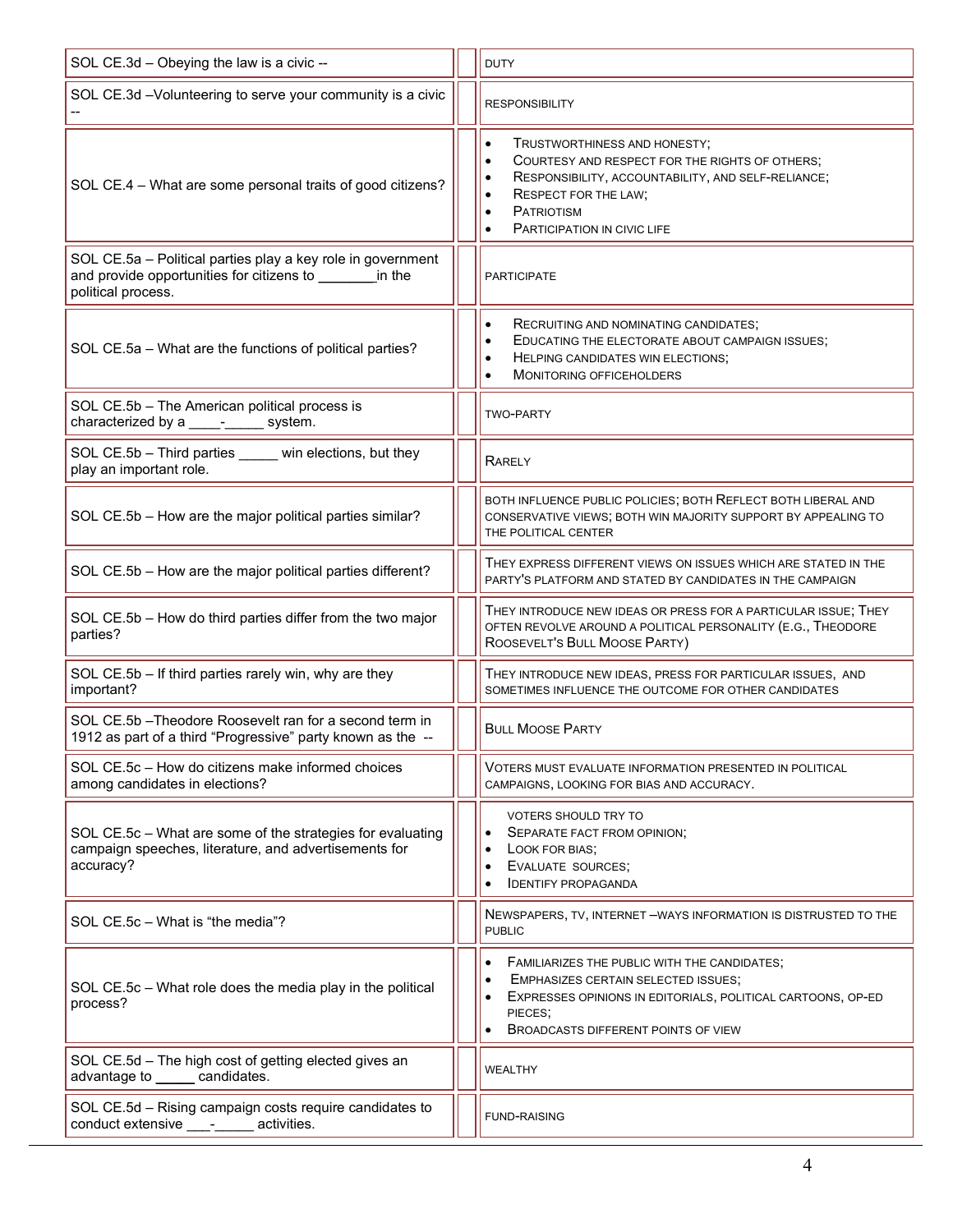| Question | Answer |
| --- | --- |
| SOL CE.3d – Obeying the law is a civic -- | DUTY |
| SOL CE.3d –Volunteering to serve your community is a civic -- | RESPONSIBILITY |
| SOL CE.4 – What are some personal traits of good citizens? | • TRUSTWORTHINESS AND HONESTY;<br>• COURTESY AND RESPECT FOR THE RIGHTS OF OTHERS;<br>• RESPONSIBILITY, ACCOUNTABILITY, AND SELF-RELIANCE;<br>• RESPECT FOR THE LAW;<br>• PATRIOTISM<br>• PARTICIPATION IN CIVIC LIFE |
| SOL CE.5a – Political parties play a key role in government and provide opportunities for citizens to _______in the political process. | PARTICIPATE |
| SOL CE.5a – What are the functions of political parties? | • RECRUITING AND NOMINATING CANDIDATES;<br>• EDUCATING THE ELECTORATE ABOUT CAMPAIGN ISSUES;<br>• HELPING CANDIDATES WIN ELECTIONS;<br>• MONITORING OFFICEHOLDERS |
| SOL CE.5b – The American political process is characterized by a ____-_____ system. | TWO-PARTY |
| SOL CE.5b – Third parties _____ win elections, but they play an important role. | RARELY |
| SOL CE.5b – How are the major political parties similar? | BOTH INFLUENCE PUBLIC POLICIES; BOTH REFLECT BOTH LIBERAL AND CONSERVATIVE VIEWS; BOTH WIN MAJORITY SUPPORT BY APPEALING TO THE POLITICAL CENTER |
| SOL CE.5b – How are the major political parties different? | THEY EXPRESS DIFFERENT VIEWS ON ISSUES WHICH ARE STATED IN THE PARTY'S PLATFORM AND STATED BY CANDIDATES IN THE CAMPAIGN |
| SOL CE.5b – How do third parties differ from the two major parties? | THEY INTRODUCE NEW IDEAS OR PRESS FOR A PARTICULAR ISSUE; THEY OFTEN REVOLVE AROUND A POLITICAL PERSONALITY (E.G., THEODORE ROOSEVELT'S BULL MOOSE PARTY) |
| SOL CE.5b – If third parties rarely win, why are they important? | THEY INTRODUCE NEW IDEAS, PRESS FOR PARTICULAR ISSUES, AND SOMETIMES INFLUENCE THE OUTCOME FOR OTHER CANDIDATES |
| SOL CE.5b –Theodore Roosevelt ran for a second term in 1912 as part of a third "Progressive" party known as the -- | BULL MOOSE PARTY |
| SOL CE.5c – How do citizens make informed choices among candidates in elections? | VOTERS MUST EVALUATE INFORMATION PRESENTED IN POLITICAL CAMPAIGNS, LOOKING FOR BIAS AND ACCURACY. |
| SOL CE.5c – What are some of the strategies for evaluating campaign speeches, literature, and advertisements for accuracy? | VOTERS SHOULD TRY TO<br>• SEPARATE FACT FROM OPINION;<br>• LOOK FOR BIAS;<br>• EVALUATE SOURCES;<br>• IDENTIFY PROPAGANDA |
| SOL CE.5c – What is "the media"? | NEWSPAPERS, TV, INTERNET –WAYS INFORMATION IS DISTRUSTED TO THE PUBLIC |
| SOL CE.5c – What role does the media play in the political process? | • FAMILIARIZES THE PUBLIC WITH THE CANDIDATES;<br>• EMPHASIZES CERTAIN SELECTED ISSUES;<br>• EXPRESSES OPINIONS IN EDITORIALS, POLITICAL CARTOONS, OP-ED PIECES;<br>• BROADCASTS DIFFERENT POINTS OF VIEW |
| SOL CE.5d – The high cost of getting elected gives an advantage to _____ candidates. | WEALTHY |
| SOL CE.5d – Rising campaign costs require candidates to conduct extensive ___-_____ activities. | FUND-RAISING |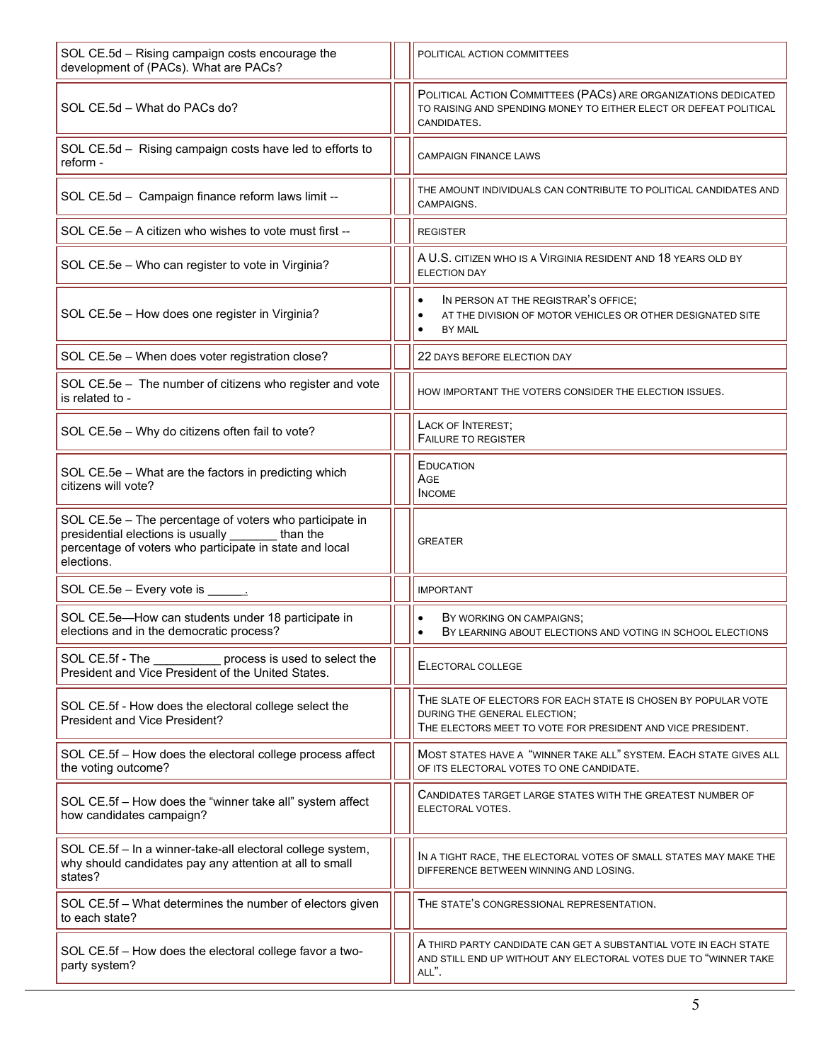| | |
|---|---|
| SOL CE.5d – Rising campaign costs encourage the development of (PACs). What are PACs? | POLITICAL ACTION COMMITTEES |
| SOL CE.5d – What do PACs do? | POLITICAL ACTION COMMITTEES (PACS) ARE ORGANIZATIONS DEDICATED TO RAISING AND SPENDING MONEY TO EITHER ELECT OR DEFEAT POLITICAL CANDIDATES. |
| SOL CE.5d – Rising campaign costs have led to efforts to reform - | CAMPAIGN FINANCE LAWS |
| SOL CE.5d – Campaign finance reform laws limit -- | THE AMOUNT INDIVIDUALS CAN CONTRIBUTE TO POLITICAL CANDIDATES AND CAMPAIGNS. |
| SOL CE.5e – A citizen who wishes to vote must first -- | REGISTER |
| SOL CE.5e – Who can register to vote in Virginia? | A U.S. CITIZEN WHO IS A VIRGINIA RESIDENT AND 18 YEARS OLD BY ELECTION DAY |
| SOL CE.5e – How does one register in Virginia? | • IN PERSON AT THE REGISTRAR'S OFFICE;<br>• AT THE DIVISION OF MOTOR VEHICLES OR OTHER DESIGNATED SITE<br>• BY MAIL |
| SOL CE.5e – When does voter registration close? | 22 DAYS BEFORE ELECTION DAY |
| SOL CE.5e – The number of citizens who register and vote is related to - | HOW IMPORTANT THE VOTERS CONSIDER THE ELECTION ISSUES. |
| SOL CE.5e – Why do citizens often fail to vote? | LACK OF INTEREST;<br>FAILURE TO REGISTER |
| SOL CE.5e – What are the factors in predicting which citizens will vote? | EDUCATION<br>AGE<br>INCOME |
| SOL CE.5e – The percentage of voters who participate in presidential elections is usually _______ than the percentage of voters who participate in state and local elections. | GREATER |
| SOL CE.5e – Every vote is ______. | IMPORTANT |
| SOL CE.5e—How can students under 18 participate in elections and in the democratic process? | • BY WORKING ON CAMPAIGNS;<br>• BY LEARNING ABOUT ELECTIONS AND VOTING IN SCHOOL ELECTIONS |
| SOL CE.5f - The __________ process is used to select the President and Vice President of the United States. | ELECTORAL COLLEGE |
| SOL CE.5f - How does the electoral college select the President and Vice President? | THE SLATE OF ELECTORS FOR EACH STATE IS CHOSEN BY POPULAR VOTE DURING THE GENERAL ELECTION;<br>THE ELECTORS MEET TO VOTE FOR PRESIDENT AND VICE PRESIDENT. |
| SOL CE.5f – How does the electoral college process affect the voting outcome? | MOST STATES HAVE A "WINNER TAKE ALL" SYSTEM. EACH STATE GIVES ALL OF ITS ELECTORAL VOTES TO ONE CANDIDATE. |
| SOL CE.5f – How does the "winner take all" system affect how candidates campaign? | CANDIDATES TARGET LARGE STATES WITH THE GREATEST NUMBER OF ELECTORAL VOTES. |
| SOL CE.5f – In a winner-take-all electoral college system, why should candidates pay any attention at all to small states? | IN A TIGHT RACE, THE ELECTORAL VOTES OF SMALL STATES MAY MAKE THE DIFFERENCE BETWEEN WINNING AND LOSING. |
| SOL CE.5f – What determines the number of electors given to each state? | THE STATE'S CONGRESSIONAL REPRESENTATION. |
| SOL CE.5f – How does the electoral college favor a two-party system? | A THIRD PARTY CANDIDATE CAN GET A SUBSTANTIAL VOTE IN EACH STATE AND STILL END UP WITHOUT ANY ELECTORAL VOTES DUE TO "WINNER TAKE ALL". |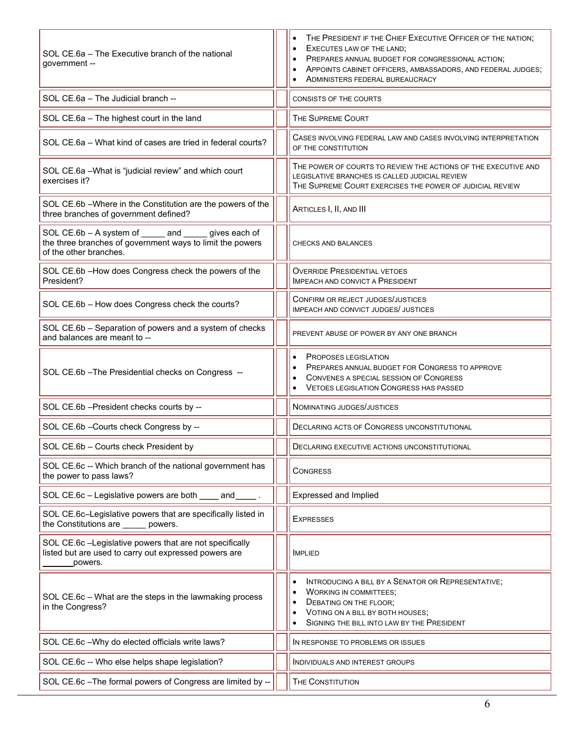| | | |
|---|---|---|
| SOL CE.6a – The Executive branch of the national government -- | | • The President if the Chief Executive Officer of the nation;<br>• Executes law of the land;<br>• Prepares annual budget for congressional action;<br>• Appoints cabinet officers, ambassadors, and federal judges;<br>• Administers federal bureaucracy |
| SOL CE.6a – The Judicial branch -- | | consists of the courts |
| SOL CE.6a – The highest court in the land | | The Supreme Court |
| SOL CE.6a – What kind of cases are tried in federal courts? | | Cases involving federal law and cases involving interpretation of the Constitution |
| SOL CE.6a –What is "judicial review" and which court exercises it? | | The power of courts to review the actions of the executive and legislative branches is called judicial review<br>The Supreme Court exercises the power of judicial review |
| SOL CE.6b –Where in the Constitution are the powers of the three branches of government defined? | | Articles I, II, and III |
| SOL CE.6b – A system of _____ and _____ gives each of the three branches of government ways to limit the powers of the other branches. | | checks and balances |
| SOL CE.6b –How does Congress check the powers of the President? | | Override Presidential vetoes<br>Impeach and convict a President |
| SOL CE.6b – How does Congress check the courts? | | Confirm or reject judges/justices<br>impeach and convict judges/ justices |
| SOL CE.6b – Separation of powers and a system of checks and balances are meant to -- | | prevent abuse of power by any one branch |
| SOL CE.6b –The Presidential checks on Congress -- | | • Proposes legislation<br>• Prepares annual budget for Congress to approve<br>• Convenes a special session of Congress<br>• Vetoes legislation Congress has passed |
| SOL CE.6b –President checks courts by -- | | Nominating judges/justices |
| SOL CE.6b –Courts check Congress by -- | | Declaring acts of Congress unconstitutional |
| SOL CE.6b – Courts check President by | | Declaring executive actions unconstitutional |
| SOL CE.6c -- Which branch of the national government has the power to pass laws? | | Congress |
| SOL CE.6c – Legislative powers are both ____ and____ . | | Expressed and Implied |
| SOL CE.6c–Legislative powers that are specifically listed in the Constitutions are _____ powers. | | Expresses |
| SOL CE.6c –Legislative powers that are not specifically listed but are used to carry out expressed powers are _______powers. | | Implied |
| SOL CE.6c – What are the steps in the lawmaking process in the Congress? | | • Introducing a bill by a Senator or Representative;<br>• Working in committees;<br>• Debating on the floor;<br>• Voting on a bill by both houses;<br>• Signing the bill into law by the President |
| SOL CE.6c –Why do elected officials write laws? | | In response to problems or issues |
| SOL CE.6c -- Who else helps shape legislation? | | Individuals and interest groups |
| SOL CE.6c –The formal powers of Congress are limited by -- | | The Constitution |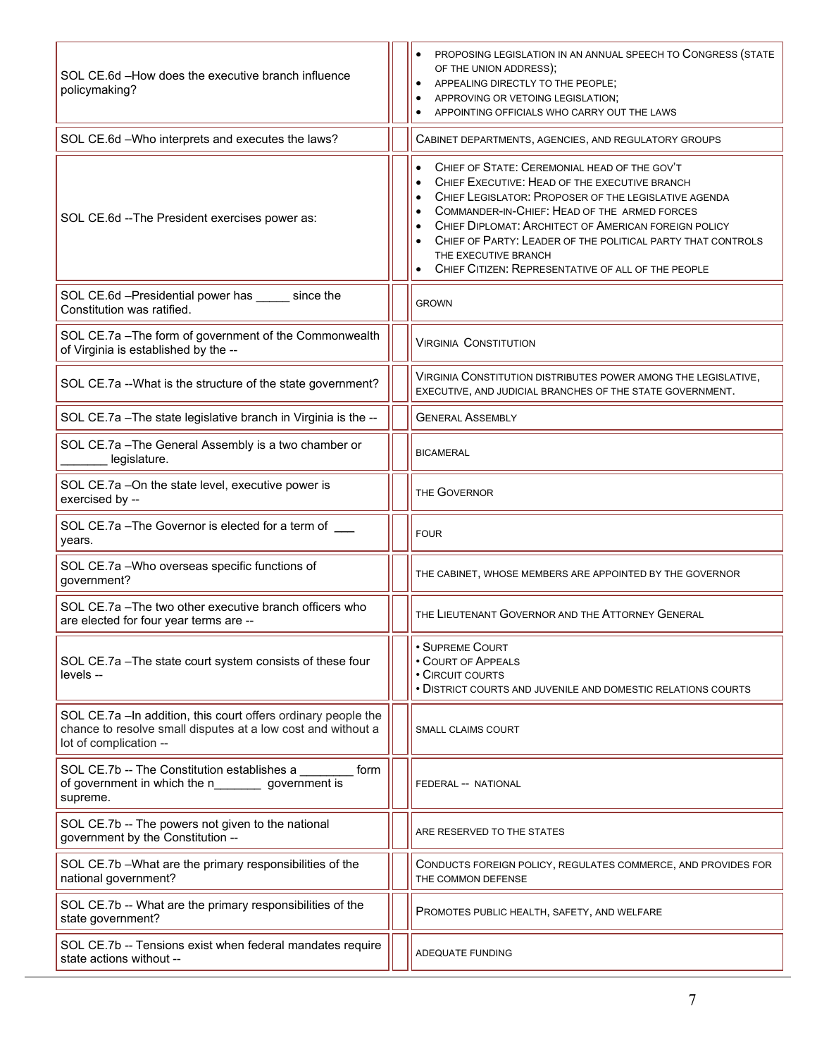| | | |
|---|---|---|
| SOL CE.6d –How does the executive branch influence policymaking? | | • PROPOSING LEGISLATION IN AN ANNUAL SPEECH TO CONGRESS (STATE OF THE UNION ADDRESS);<br>• APPEALING DIRECTLY TO THE PEOPLE;<br>• APPROVING OR VETOING LEGISLATION;<br>• APPOINTING OFFICIALS WHO CARRY OUT THE LAWS |
| SOL CE.6d –Who interprets and executes the laws? | | CABINET DEPARTMENTS, AGENCIES, AND REGULATORY GROUPS |
| SOL CE.6d --The President exercises power as: | | • CHIEF OF STATE: CEREMONIAL HEAD OF THE GOV'T<br>• CHIEF EXECUTIVE: HEAD OF THE EXECUTIVE BRANCH<br>• CHIEF LEGISLATOR: PROPOSER OF THE LEGISLATIVE AGENDA<br>• COMMANDER-IN-CHIEF: HEAD OF THE ARMED FORCES<br>• CHIEF DIPLOMAT: ARCHITECT OF AMERICAN FOREIGN POLICY<br>• CHIEF OF PARTY: LEADER OF THE POLITICAL PARTY THAT CONTROLS THE EXECUTIVE BRANCH<br>• CHIEF CITIZEN: REPRESENTATIVE OF ALL OF THE PEOPLE |
| SOL CE.6d –Presidential power has _____ since the Constitution was ratified. | | GROWN |
| SOL CE.7a –The form of government of the Commonwealth of Virginia is established by the -- | | VIRGINIA CONSTITUTION |
| SOL CE.7a --What is the structure of the state government? | | VIRGINIA CONSTITUTION DISTRIBUTES POWER AMONG THE LEGISLATIVE, EXECUTIVE, AND JUDICIAL BRANCHES OF THE STATE GOVERNMENT. |
| SOL CE.7a –The state legislative branch in Virginia is the -- | | GENERAL ASSEMBLY |
| SOL CE.7a –The General Assembly is a two chamber or _______ legislature. | | BICAMERAL |
| SOL CE.7a –On the state level, executive power is exercised by -- | | THE GOVERNOR |
| SOL CE.7a –The Governor is elected for a term of ___ years. | | FOUR |
| SOL CE.7a –Who overseas specific functions of government? | | THE CABINET, WHOSE MEMBERS ARE APPOINTED BY THE GOVERNOR |
| SOL CE.7a –The two other executive branch officers who are elected for four year terms are -- | | THE LIEUTENANT GOVERNOR AND THE ATTORNEY GENERAL |
| SOL CE.7a –The state court system consists of these four levels -- | | • SUPREME COURT<br>• COURT OF APPEALS<br>• CIRCUIT COURTS<br>• DISTRICT COURTS AND JUVENILE AND DOMESTIC RELATIONS COURTS |
| SOL CE.7a –In addition, this court offers ordinary people the chance to resolve small disputes at a low cost and without a lot of complication -- | | SMALL CLAIMS COURT |
| SOL CE.7b -- The Constitution establishes a ________ form of government in which the n_______ government is supreme. | | FEDERAL -- NATIONAL |
| SOL CE.7b -- The powers not given to the national government by the Constitution -- | | ARE RESERVED TO THE STATES |
| SOL CE.7b –What are the primary responsibilities of the national government? | | CONDUCTS FOREIGN POLICY, REGULATES COMMERCE, AND PROVIDES FOR THE COMMON DEFENSE |
| SOL CE.7b -- What are the primary responsibilities of the state government? | | PROMOTES PUBLIC HEALTH, SAFETY, AND WELFARE |
| SOL CE.7b -- Tensions exist when federal mandates require state actions without -- | | ADEQUATE FUNDING |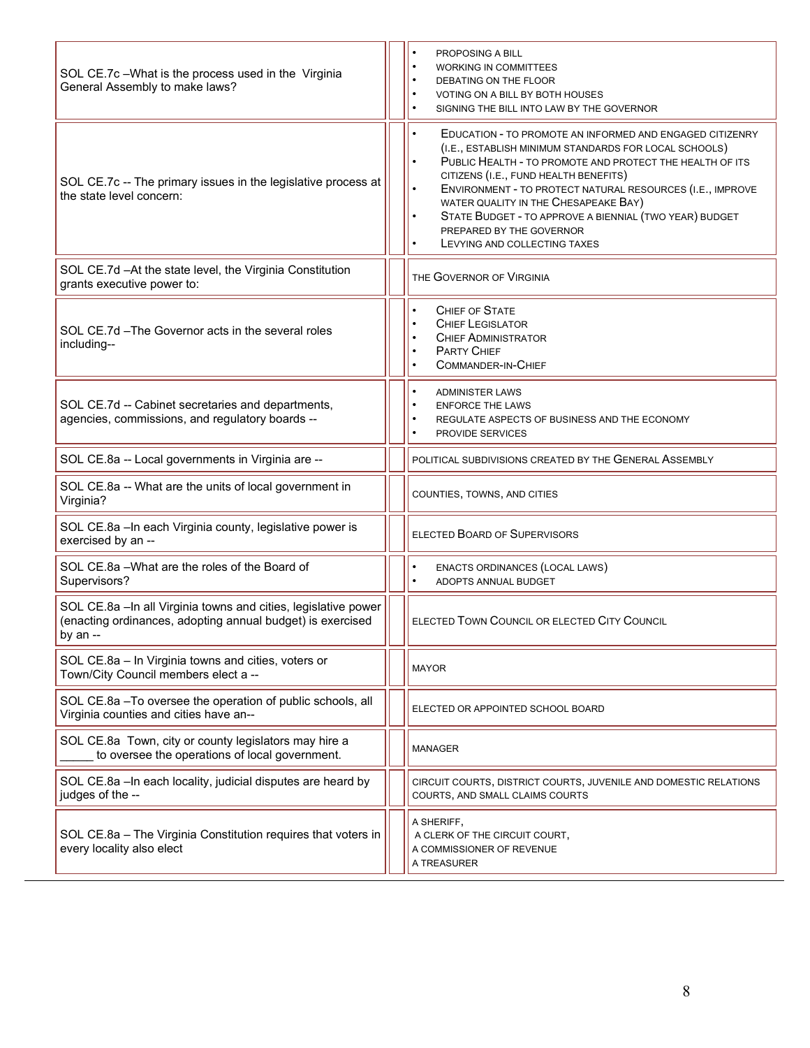| | |
|---|---|
| SOL CE.7c –What is the process used in the Virginia General Assembly to make laws? | • Proposing a bill<br>• Working in committees<br>• Debating on the floor<br>• Voting on a bill by both houses<br>• Signing the bill into law by the Governor |
| SOL CE.7c -- The primary issues in the legislative process at the state level concern: | • Education - to promote an informed and engaged citizenry (i.e., establish minimum standards for local schools)<br>• Public Health - to promote and protect the health of its citizens (i.e., fund health benefits)<br>• Environment - to protect natural resources (i.e., improve water quality in the Chesapeake Bay)<br>• State Budget - to approve a biennial (two year) budget prepared by the Governor<br>• Levying and collecting taxes |
| SOL CE.7d –At the state level, the Virginia Constitution grants executive power to: | The Governor of Virginia |
| SOL CE.7d –The Governor acts in the several roles including-- | • Chief of State<br>• Chief Legislator<br>• Chief Administrator<br>• Party Chief<br>• Commander-in-Chief |
| SOL CE.7d -- Cabinet secretaries and departments, agencies, commissions, and regulatory boards -- | • Administer laws<br>• Enforce the laws<br>• Regulate aspects of business and the economy<br>• Provide services |
| SOL CE.8a -- Local governments in Virginia are -- | Political subdivisions created by the General Assembly |
| SOL CE.8a -- What are the units of local government in Virginia? | Counties, towns, and cities |
| SOL CE.8a –In each Virginia county, legislative power is exercised by an -- | Elected Board of Supervisors |
| SOL CE.8a –What are the roles of the Board of Supervisors? | • Enacts ordinances (local laws)<br>• Adopts annual budget |
| SOL CE.8a –In all Virginia towns and cities, legislative power (enacting ordinances, adopting annual budget) is exercised by an -- | Elected Town Council or elected City Council |
| SOL CE.8a – In Virginia towns and cities, voters or Town/City Council members elect a -- | Mayor |
| SOL CE.8a –To oversee the operation of public schools, all Virginia counties and cities have an-- | Elected or appointed School Board |
| SOL CE.8a Town, city or county legislators may hire a _____ to oversee the operations of local government. | Manager |
| SOL CE.8a –In each locality, judicial disputes are heard by judges of the -- | Circuit courts, district courts, juvenile and domestic relations courts, and small claims courts |
| SOL CE.8a – The Virginia Constitution requires that voters in every locality also elect | A sheriff,<br>A clerk of the circuit court,<br>A commissioner of revenue<br>A treasurer |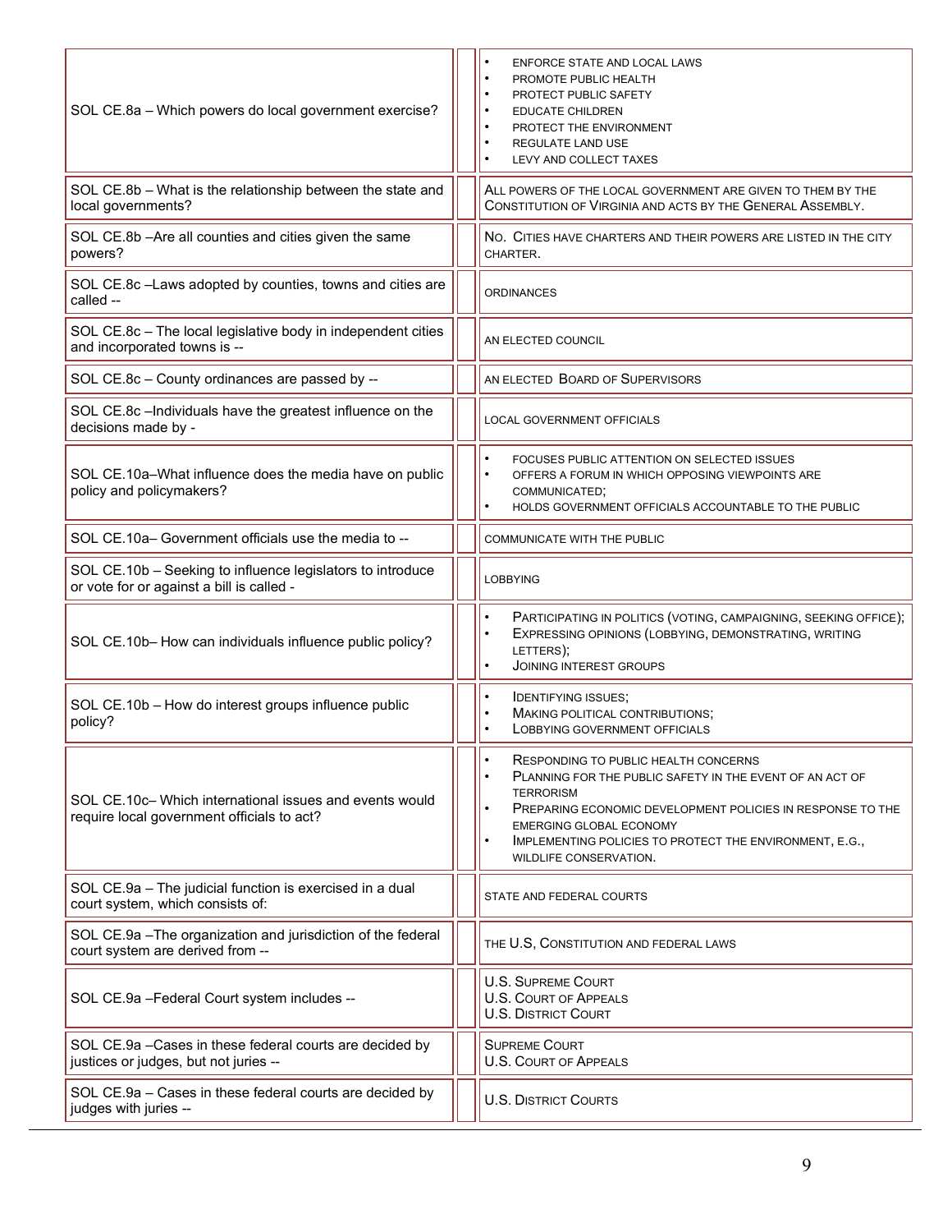| | | |
|---|---|---|
| SOL CE.8a – Which powers do local government exercise? | | • ENFORCE STATE AND LOCAL LAWS<br>• PROMOTE PUBLIC HEALTH<br>• PROTECT PUBLIC SAFETY<br>• EDUCATE CHILDREN<br>• PROTECT THE ENVIRONMENT<br>• REGULATE LAND USE<br>• LEVY AND COLLECT TAXES |
| SOL CE.8b – What is the relationship between the state and local governments? | | ALL POWERS OF THE LOCAL GOVERNMENT ARE GIVEN TO THEM BY THE CONSTITUTION OF VIRGINIA AND ACTS BY THE GENERAL ASSEMBLY. |
| SOL CE.8b –Are all counties and cities given the same powers? | | NO. CITIES HAVE CHARTERS AND THEIR POWERS ARE LISTED IN THE CITY CHARTER. |
| SOL CE.8c –Laws adopted by counties, towns and cities are called -- | | ORDINANCES |
| SOL CE.8c – The local legislative body in independent cities and incorporated towns is -- | | AN ELECTED COUNCIL |
| SOL CE.8c – County ordinances are passed by -- | | AN ELECTED BOARD OF SUPERVISORS |
| SOL CE.8c –Individuals have the greatest influence on the decisions made by - | | LOCAL GOVERNMENT OFFICIALS |
| SOL CE.10a–What influence does the media have on public policy and policymakers? | | • FOCUSES PUBLIC ATTENTION ON SELECTED ISSUES<br>• OFFERS A FORUM IN WHICH OPPOSING VIEWPOINTS ARE COMMUNICATED;<br>• HOLDS GOVERNMENT OFFICIALS ACCOUNTABLE TO THE PUBLIC |
| SOL CE.10a– Government officials use the media to -- | | COMMUNICATE WITH THE PUBLIC |
| SOL CE.10b – Seeking to influence legislators to introduce or vote for or against a bill is called - | | LOBBYING |
| SOL CE.10b– How can individuals influence public policy? | | • PARTICIPATING IN POLITICS (VOTING, CAMPAIGNING, SEEKING OFFICE);<br>• EXPRESSING OPINIONS (LOBBYING, DEMONSTRATING, WRITING LETTERS);<br>• JOINING INTEREST GROUPS |
| SOL CE.10b – How do interest groups influence public policy? | | • IDENTIFYING ISSUES;<br>• MAKING POLITICAL CONTRIBUTIONS;<br>• LOBBYING GOVERNMENT OFFICIALS |
| SOL CE.10c– Which international issues and events would require local government officials to act? | | • RESPONDING TO PUBLIC HEALTH CONCERNS<br>• PLANNING FOR THE PUBLIC SAFETY IN THE EVENT OF AN ACT OF TERRORISM<br>• PREPARING ECONOMIC DEVELOPMENT POLICIES IN RESPONSE TO THE EMERGING GLOBAL ECONOMY<br>• IMPLEMENTING POLICIES TO PROTECT THE ENVIRONMENT, E.G., WILDLIFE CONSERVATION. |
| SOL CE.9a – The judicial function is exercised in a dual court system, which consists of: | | STATE AND FEDERAL COURTS |
| SOL CE.9a –The organization and jurisdiction of the federal court system are derived from -- | | THE U.S, CONSTITUTION AND FEDERAL LAWS |
| SOL CE.9a –Federal Court system includes -- | | U.S. SUPREME COURT<br>U.S. COURT OF APPEALS<br>U.S. DISTRICT COURT |
| SOL CE.9a –Cases in these federal courts are decided by justices or judges, but not juries -- | | SUPREME COURT<br>U.S. COURT OF APPEALS |
| SOL CE.9a – Cases in these federal courts are decided by judges with juries -- | | U.S. DISTRICT COURTS |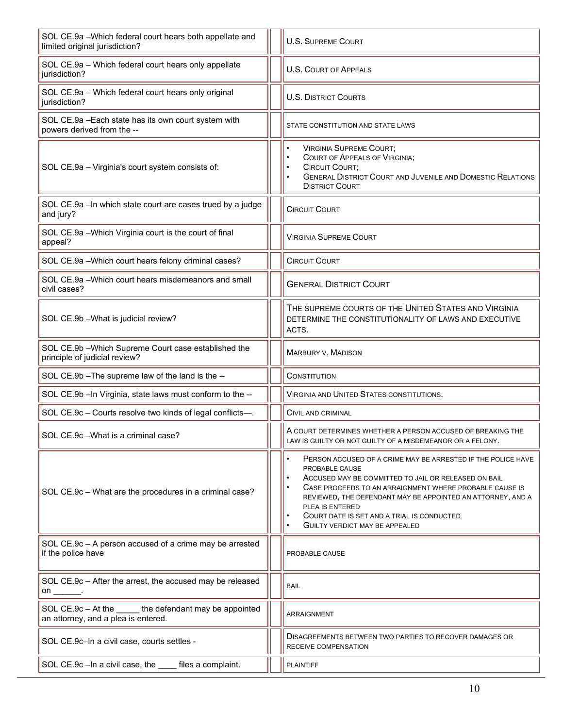| | | |
|---|---|---|
| SOL CE.9a –Which federal court hears both appellate and limited original jurisdiction? | | U.S. Supreme Court |
| SOL CE.9a – Which federal court hears only appellate jurisdiction? | | U.S. Court of Appeals |
| SOL CE.9a – Which federal court hears only original jurisdiction? | | U.S. District Courts |
| SOL CE.9a –Each state has its own court system with powers derived from the -- | | state constitution and state laws |
| SOL CE.9a – Virginia's court system consists of: | | • Virginia Supreme Court; <br> • Court of Appeals of Virginia; <br> • Circuit Court; <br> • General District Court and Juvenile and Domestic Relations District Court |
| SOL CE.9a –In which state court are cases trued by a judge and jury? | | Circuit Court |
| SOL CE.9a –Which Virginia court is the court of final appeal? | | Virginia Supreme Court |
| SOL CE.9a –Which court hears felony criminal cases? | | Circuit Court |
| SOL CE.9a –Which court hears misdemeanors and small civil cases? | | General District Court |
| SOL CE.9b –What is judicial review? | | The supreme courts of the United States and Virginia determine the constitutionality of laws and executive acts. |
| SOL CE.9b –Which Supreme Court case established the principle of judicial review? | | Marbury v. Madison |
| SOL CE.9b –The supreme law of the land is the -- | | Constitution |
| SOL CE.9b –In Virginia, state laws must conform to the -- | | Virginia and United States constitutions. |
| SOL CE.9c – Courts resolve two kinds of legal conflicts—. | | Civil and criminal |
| SOL CE.9c –What is a criminal case? | | A court determines whether a person accused of breaking the law is guilty or not guilty of a misdemeanor or a felony. |
| SOL CE.9c – What are the procedures in a criminal case? | | • Person accused of a crime may be arrested if the police have probable cause <br> • Accused may be committed to jail or released on bail <br> • Case proceeds to an arraignment where probable cause is reviewed, the defendant may be appointed an attorney, and a plea is entered <br> • Court date is set and a trial is conducted <br> • Guilty verdict may be appealed |
| SOL CE.9c – A person accused of a crime may be arrested if the police have | | probable cause |
| SOL CE.9c – After the arrest, the accused may be released on ______. | | bail |
| SOL CE.9c – At the _____ the defendant may be appointed an attorney, and a plea is entered. | | arraignment |
| SOL CE.9c–In a civil case, courts settles - | | Disagreements between two parties to recover damages or receive compensation |
| SOL CE.9c –In a civil case, the ____ files a complaint. | | plaintiff |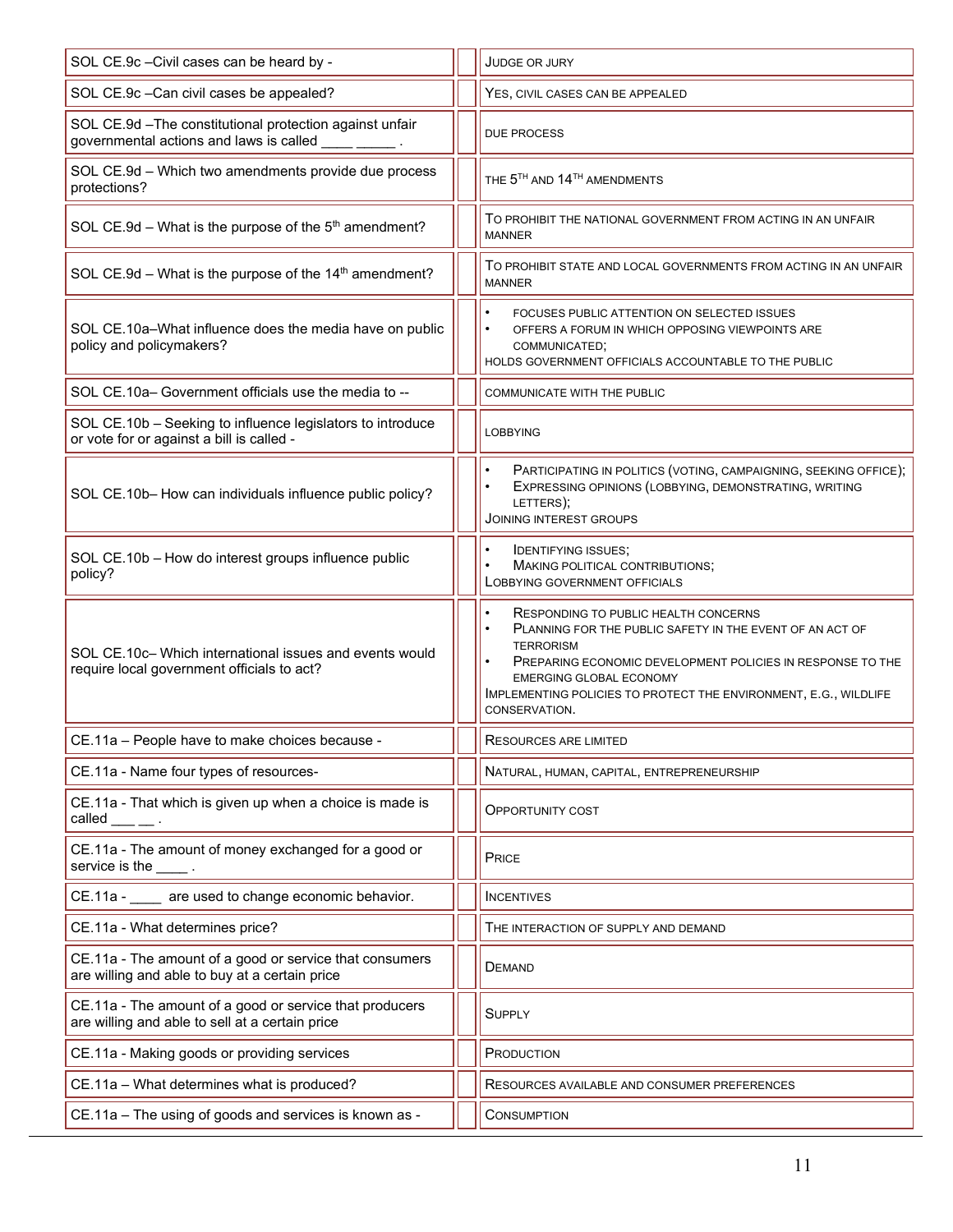| Question | | Answer |
|---|---|---|
| SOL CE.9c –Civil cases can be heard by - | | Judge or jury |
| SOL CE.9c –Can civil cases be appealed? | | Yes, civil cases can be appealed |
| SOL CE.9d –The constitutional protection against unfair governmental actions and laws is called ____ _____ . | | due process |
| SOL CE.9d – Which two amendments provide due process protections? | | the 5th and 14th amendments |
| SOL CE.9d – What is the purpose of the 5th amendment? | | To prohibit the national government from acting in an unfair manner |
| SOL CE.9d – What is the purpose of the 14th amendment? | | To prohibit state and local governments from acting in an unfair manner |
| SOL CE.10a–What influence does the media have on public policy and policymakers? | | • focuses public attention on selected issues<br>• offers a forum in which opposing viewpoints are communicated;<br>holds government officials accountable to the public |
| SOL CE.10a– Government officials use the media to -- | | communicate with the public |
| SOL CE.10b – Seeking to influence legislators to introduce or vote for or against a bill is called - | | lobbying |
| SOL CE.10b– How can individuals influence public policy? | | • Participating in politics (voting, campaigning, seeking office);<br>• Expressing opinions (lobbying, demonstrating, writing letters);<br>Joining interest groups |
| SOL CE.10b – How do interest groups influence public policy? | | • Identifying issues;<br>• Making political contributions;<br>Lobbying government officials |
| SOL CE.10c– Which international issues and events would require local government officials to act? | | • Responding to public health concerns<br>• Planning for the public safety in the event of an act of terrorism<br>• Preparing economic development policies in response to the emerging global economy<br>Implementing policies to protect the environment, e.g., wildlife conservation. |
| CE.11a – People have to make choices because - | | Resources are limited |
| CE.11a - Name four types of resources- | | Natural, human, capital, entrepreneurship |
| CE.11a - That which is given up when a choice is made is called ___ __ . | | Opportunity cost |
| CE.11a - The amount of money exchanged for a good or service is the ____ . | | Price |
| CE.11a - ____ are used to change economic behavior. | | Incentives |
| CE.11a - What determines price? | | The interaction of supply and demand |
| CE.11a - The amount of a good or service that consumers are willing and able to buy at a certain price | | Demand |
| CE.11a - The amount of a good or service that producers are willing and able to sell at a certain price | | Supply |
| CE.11a - Making goods or providing services | | Production |
| CE.11a – What determines what is produced? | | Resources available and consumer preferences |
| CE.11a – The using of goods and services is known as - | | Consumption |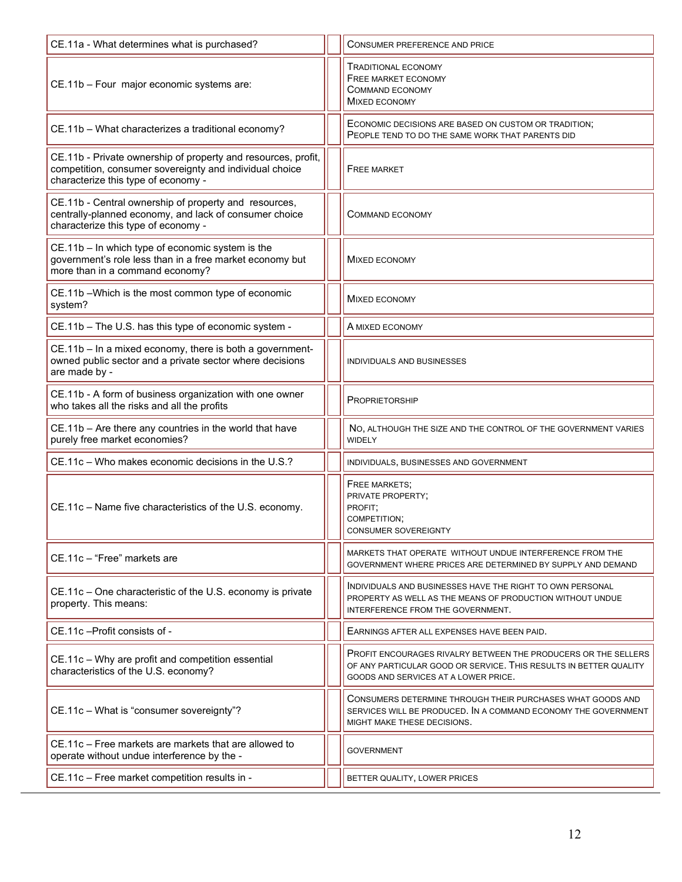| | | |
|---|---|---|
| CE.11a - What determines what is purchased? | | CONSUMER PREFERENCE AND PRICE |
| CE.11b – Four major economic systems are: | | TRADITIONAL ECONOMY<br>FREE MARKET ECONOMY<br>COMMAND ECONOMY<br>MIXED ECONOMY |
| CE.11b – What characterizes a traditional economy? | | ECONOMIC DECISIONS ARE BASED ON CUSTOM OR TRADITION;<br>PEOPLE TEND TO DO THE SAME WORK THAT PARENTS DID |
| CE.11b - Private ownership of property and resources, profit, competition, consumer sovereignty and individual choice characterize this type of economy - | | FREE MARKET |
| CE.11b - Central ownership of property and resources, centrally-planned economy, and lack of consumer choice characterize this type of economy - | | COMMAND ECONOMY |
| CE.11b – In which type of economic system is the government's role less than in a free market economy but more than in a command economy? | | MIXED ECONOMY |
| CE.11b –Which is the most common type of economic system? | | MIXED ECONOMY |
| CE.11b – The U.S. has this type of economic system - | | A MIXED ECONOMY |
| CE.11b – In a mixed economy, there is both a government-owned public sector and a private sector where decisions are made by - | | INDIVIDUALS AND BUSINESSES |
| CE.11b - A form of business organization with one owner who takes all the risks and all the profits | | PROPRIETORSHIP |
| CE.11b – Are there any countries in the world that have purely free market economies? | | NO, ALTHOUGH THE SIZE AND THE CONTROL OF THE GOVERNMENT VARIES WIDELY |
| CE.11c – Who makes economic decisions in the U.S.? | | INDIVIDUALS, BUSINESSES AND GOVERNMENT |
| CE.11c – Name five characteristics of the U.S. economy. | | FREE MARKETS;<br>PRIVATE PROPERTY;<br>PROFIT;<br>COMPETITION;<br>CONSUMER SOVEREIGNTY |
| CE.11c – "Free" markets are | | MARKETS THAT OPERATE WITHOUT UNDUE INTERFERENCE FROM THE GOVERNMENT WHERE PRICES ARE DETERMINED BY SUPPLY AND DEMAND |
| CE.11c – One characteristic of the U.S. economy is private property. This means: | | INDIVIDUALS AND BUSINESSES HAVE THE RIGHT TO OWN PERSONAL PROPERTY AS WELL AS THE MEANS OF PRODUCTION WITHOUT UNDUE INTERFERENCE FROM THE GOVERNMENT. |
| CE.11c –Profit consists of - | | EARNINGS AFTER ALL EXPENSES HAVE BEEN PAID. |
| CE.11c – Why are profit and competition essential characteristics of the U.S. economy? | | PROFIT ENCOURAGES RIVALRY BETWEEN THE PRODUCERS OR THE SELLERS OF ANY PARTICULAR GOOD OR SERVICE. THIS RESULTS IN BETTER QUALITY GOODS AND SERVICES AT A LOWER PRICE. |
| CE.11c – What is "consumer sovereignty"? | | CONSUMERS DETERMINE THROUGH THEIR PURCHASES WHAT GOODS AND SERVICES WILL BE PRODUCED. IN A COMMAND ECONOMY THE GOVERNMENT MIGHT MAKE THESE DECISIONS. |
| CE.11c – Free markets are markets that are allowed to operate without undue interference by the - | | GOVERNMENT |
| CE.11c – Free market competition results in - | | BETTER QUALITY, LOWER PRICES |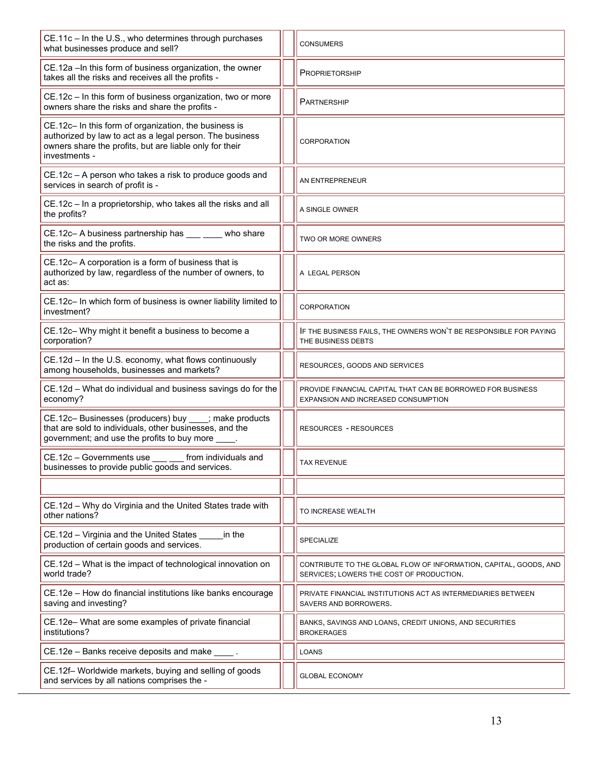| Question | | Answer |
|---|---|---|
| CE.11c – In the U.S., who determines through purchases what businesses produce and sell? | | CONSUMERS |
| CE.12a –In this form of business organization, the owner takes all the risks and receives all the profits - | | PROPRIETORSHIP |
| CE.12c – In this form of business organization, two or more owners share the risks and share the profits - | | PARTNERSHIP |
| CE.12c– In this form of organization, the business is authorized by law to act as a legal person. The business owners share the profits, but are liable only for their investments - | | CORPORATION |
| CE.12c – A person who takes a risk to produce goods and services in search of profit is - | | AN ENTREPRENEUR |
| CE.12c – In a proprietorship, who takes all the risks and all the profits? | | A SINGLE OWNER |
| CE.12c– A business partnership has ___ ____ who share the risks and the profits. | | TWO OR MORE OWNERS |
| CE.12c– A corporation is a form of business that is authorized by law, regardless of the number of owners, to act as: | | A LEGAL PERSON |
| CE.12c– In which form of business is owner liability limited to investment? | | CORPORATION |
| CE.12c– Why might it benefit a business to become a corporation? | | IF THE BUSINESS FAILS, THE OWNERS WON'T BE RESPONSIBLE FOR PAYING THE BUSINESS DEBTS |
| CE.12d – In the U.S. economy, what flows continuously among households, businesses and markets? | | RESOURCES, GOODS AND SERVICES |
| CE.12d – What do individual and business savings do for the economy? | | PROVIDE FINANCIAL CAPITAL THAT CAN BE BORROWED FOR BUSINESS EXPANSION AND INCREASED CONSUMPTION |
| CE.12c– Businesses (producers) buy ____; make products that are sold to individuals, other businesses, and the government; and use the profits to buy more ____. | | RESOURCES - RESOURCES |
| CE.12c – Governments use ___ ___ from individuals and businesses to provide public goods and services. | | TAX REVENUE |
| | | |
| CE.12d – Why do Virginia and the United States trade with other nations? | | TO INCREASE WEALTH |
| CE.12d – Virginia and the United States _____in the production of certain goods and services. | | SPECIALIZE |
| CE.12d – What is the impact of technological innovation on world trade? | | CONTRIBUTE TO THE GLOBAL FLOW OF INFORMATION, CAPITAL, GOODS, AND SERVICES; LOWERS THE COST OF PRODUCTION. |
| CE.12e – How do financial institutions like banks encourage saving and investing? | | PRIVATE FINANCIAL INSTITUTIONS ACT AS INTERMEDIARIES BETWEEN SAVERS AND BORROWERS. |
| CE.12e– What are some examples of private financial institutions? | | BANKS, SAVINGS AND LOANS, CREDIT UNIONS, AND SECURITIES BROKERAGES |
| CE.12e – Banks receive deposits and make ____ . | | LOANS |
| CE.12f– Worldwide markets, buying and selling of goods and services by all nations comprises the - | | GLOBAL ECONOMY |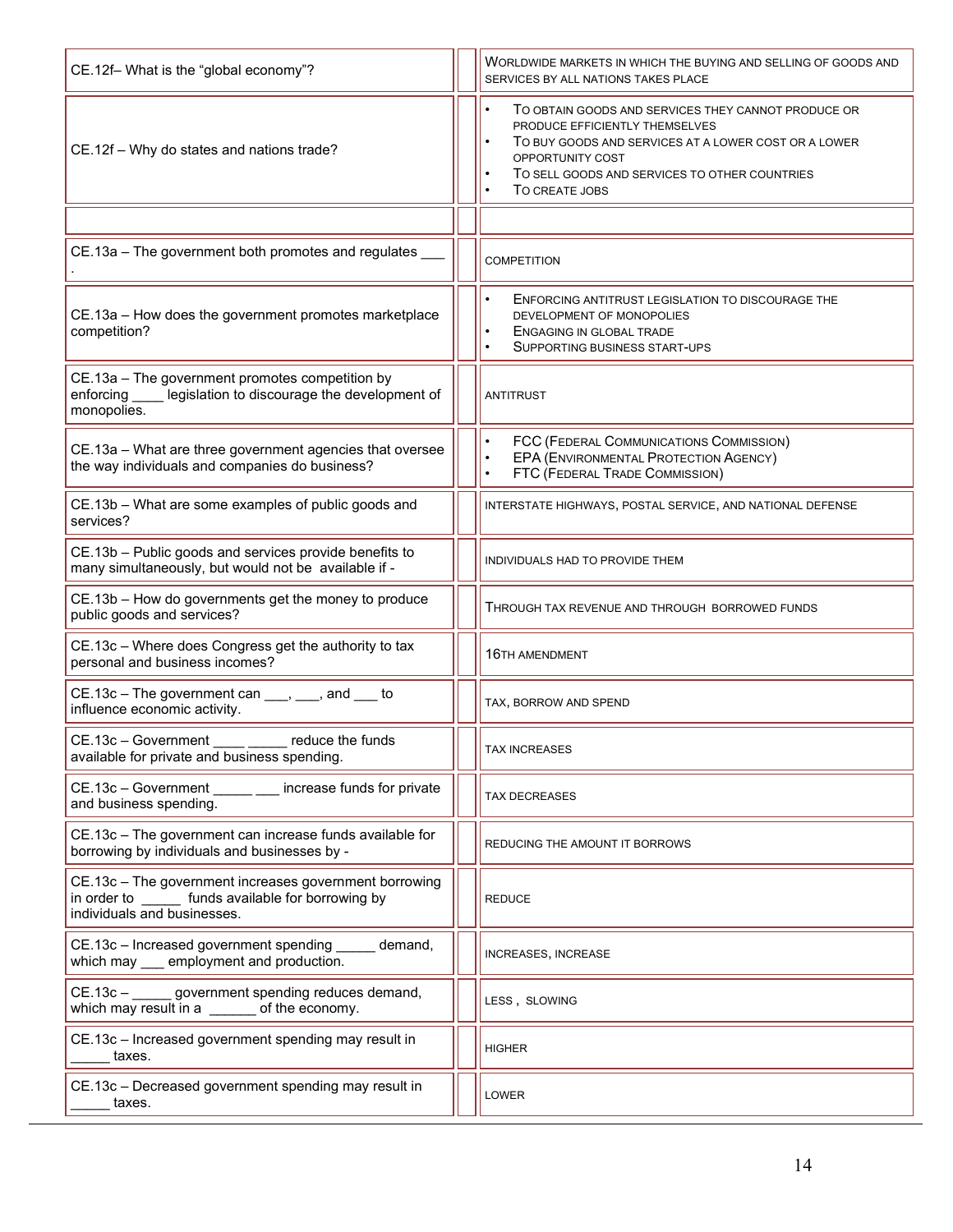| Question | | Answer |
|---|---|---|
| CE.12f– What is the "global economy"? | | WORLDWIDE MARKETS IN WHICH THE BUYING AND SELLING OF GOODS AND SERVICES BY ALL NATIONS TAKES PLACE |
| CE.12f – Why do states and nations trade? | | • TO OBTAIN GOODS AND SERVICES THEY CANNOT PRODUCE OR PRODUCE EFFICIENTLY THEMSELVES<br>• TO BUY GOODS AND SERVICES AT A LOWER COST OR A LOWER OPPORTUNITY COST<br>• TO SELL GOODS AND SERVICES TO OTHER COUNTRIES<br>• TO CREATE JOBS |
| | | |
| CE.13a – The government both promotes and regulates ___ . | | COMPETITION |
| CE.13a – How does the government promotes marketplace competition? | | • ENFORCING ANTITRUST LEGISLATION TO DISCOURAGE THE DEVELOPMENT OF MONOPOLIES<br>• ENGAGING IN GLOBAL TRADE<br>• SUPPORTING BUSINESS START-UPS |
| CE.13a – The government promotes competition by enforcing ____ legislation to discourage the development of monopolies. | | ANTITRUST |
| CE.13a – What are three government agencies that oversee the way individuals and companies do business? | | • FCC (FEDERAL COMMUNICATIONS COMMISSION)<br>• EPA (ENVIRONMENTAL PROTECTION AGENCY)<br>• FTC (FEDERAL TRADE COMMISSION) |
| CE.13b – What are some examples of public goods and services? | | INTERSTATE HIGHWAYS, POSTAL SERVICE, AND NATIONAL DEFENSE |
| CE.13b – Public goods and services provide benefits to many simultaneously, but would not be available if - | | INDIVIDUALS HAD TO PROVIDE THEM |
| CE.13b – How do governments get the money to produce public goods and services? | | THROUGH TAX REVENUE AND THROUGH BORROWED FUNDS |
| CE.13c – Where does Congress get the authority to tax personal and business incomes? | | 16TH AMENDMENT |
| CE.13c – The government can ___, ___, and ___ to influence economic activity. | | TAX, BORROW AND SPEND |
| CE.13c – Government ____ _____ reduce the funds available for private and business spending. | | TAX INCREASES |
| CE.13c – Government _____ ___ increase funds for private and business spending. | | TAX DECREASES |
| CE.13c – The government can increase funds available for borrowing by individuals and businesses by - | | REDUCING THE AMOUNT IT BORROWS |
| CE.13c – The government increases government borrowing in order to _____ funds available for borrowing by individuals and businesses. | | REDUCE |
| CE.13c – Increased government spending _____ demand, which may ___ employment and production. | | INCREASES, INCREASE |
| CE.13c – _____ government spending reduces demand, which may result in a ______ of the economy. | | LESS , SLOWING |
| CE.13c – Increased government spending may result in _____ taxes. | | HIGHER |
| CE.13c – Decreased government spending may result in _____ taxes. | | LOWER |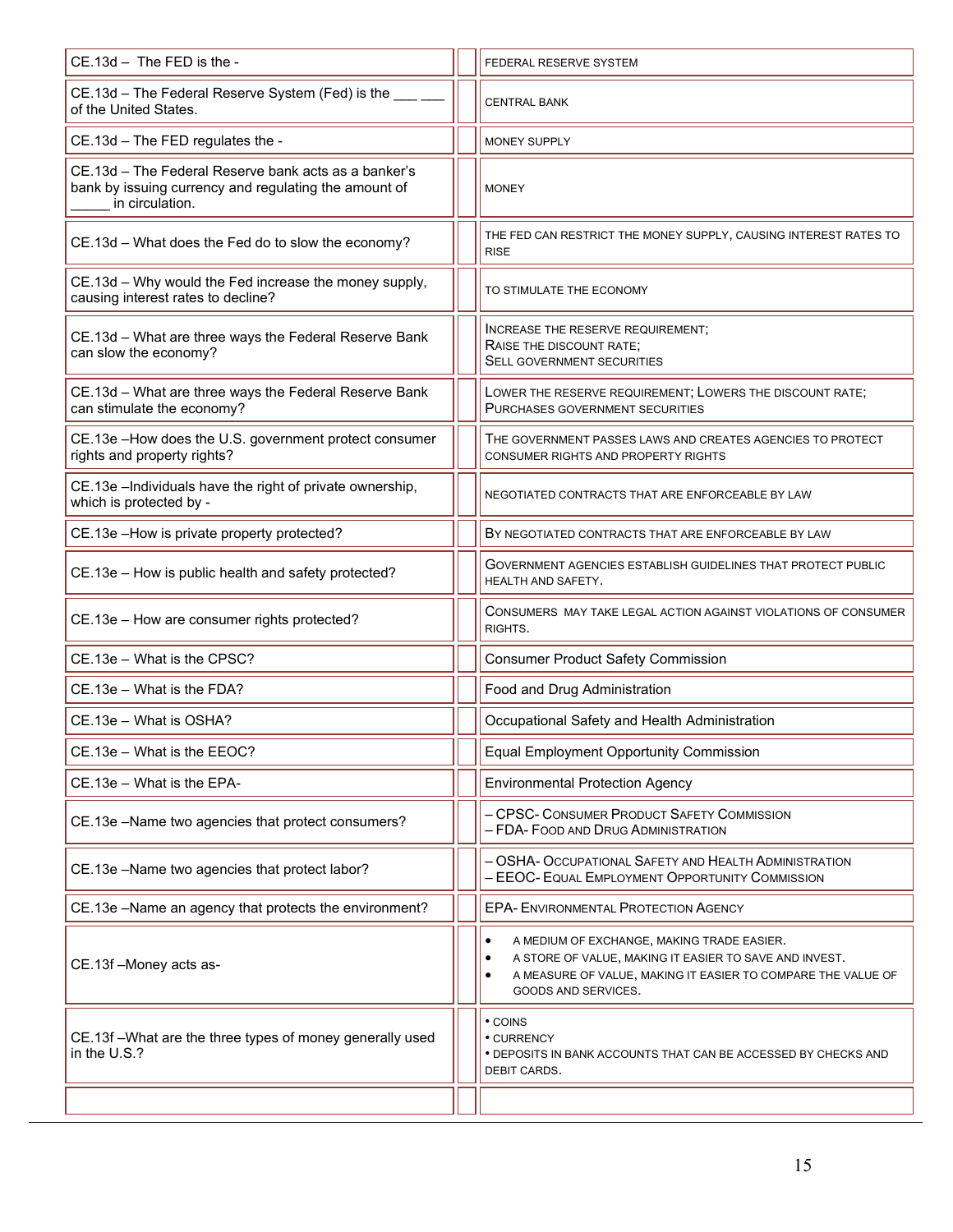| | | |
|---|---|---|
| CE.13d – The FED is the - | | FEDERAL RESERVE SYSTEM |
| CE.13d – The Federal Reserve System (Fed) is the ___ ___ of the United States. | | CENTRAL BANK |
| CE.13d – The FED regulates the - | | MONEY SUPPLY |
| CE.13d – The Federal Reserve bank acts as a banker's bank by issuing currency and regulating the amount of _____ in circulation. | | MONEY |
| CE.13d – What does the Fed do to slow the economy? | | THE FED CAN RESTRICT THE MONEY SUPPLY, CAUSING INTEREST RATES TO RISE |
| CE.13d – Why would the Fed increase the money supply, causing interest rates to decline? | | TO STIMULATE THE ECONOMY |
| CE.13d – What are three ways the Federal Reserve Bank can slow the economy? | | INCREASE THE RESERVE REQUIREMENT;<br>RAISE THE DISCOUNT RATE;<br>SELL GOVERNMENT SECURITIES |
| CE.13d – What are three ways the Federal Reserve Bank can stimulate the economy? | | LOWER THE RESERVE REQUIREMENT; LOWERS THE DISCOUNT RATE; PURCHASES GOVERNMENT SECURITIES |
| CE.13e –How does the U.S. government protect consumer rights and property rights? | | THE GOVERNMENT PASSES LAWS AND CREATES AGENCIES TO PROTECT CONSUMER RIGHTS AND PROPERTY RIGHTS |
| CE.13e –Individuals have the right of private ownership, which is protected by - | | NEGOTIATED CONTRACTS THAT ARE ENFORCEABLE BY LAW |
| CE.13e –How is private property protected? | | BY NEGOTIATED CONTRACTS THAT ARE ENFORCEABLE BY LAW |
| CE.13e – How is public health and safety protected? | | GOVERNMENT AGENCIES ESTABLISH GUIDELINES THAT PROTECT PUBLIC HEALTH AND SAFETY. |
| CE.13e – How are consumer rights protected? | | CONSUMERS MAY TAKE LEGAL ACTION AGAINST VIOLATIONS OF CONSUMER RIGHTS. |
| CE.13e – What is the CPSC? | | Consumer Product Safety Commission |
| CE.13e – What is the FDA? | | Food and Drug Administration |
| CE.13e – What is OSHA? | | Occupational Safety and Health Administration |
| CE.13e – What is the EEOC? | | Equal Employment Opportunity Commission |
| CE.13e – What is the EPA- | | Environmental Protection Agency |
| CE.13e –Name two agencies that protect consumers? | | – CPSC- CONSUMER PRODUCT SAFETY COMMISSION<br>– FDA- FOOD AND DRUG ADMINISTRATION |
| CE.13e –Name two agencies that protect labor? | | – OSHA- OCCUPATIONAL SAFETY AND HEALTH ADMINISTRATION<br>– EEOC- EQUAL EMPLOYMENT OPPORTUNITY COMMISSION |
| CE.13e –Name an agency that protects the environment? | | EPA- ENVIRONMENTAL PROTECTION AGENCY |
| CE.13f –Money acts as- | | • A MEDIUM OF EXCHANGE, MAKING TRADE EASIER.<br>• A STORE OF VALUE, MAKING IT EASIER TO SAVE AND INVEST.<br>• A MEASURE OF VALUE, MAKING IT EASIER TO COMPARE THE VALUE OF GOODS AND SERVICES. |
| CE.13f –What are the three types of money generally used in the U.S.? | | • COINS<br>• CURRENCY<br>• DEPOSITS IN BANK ACCOUNTS THAT CAN BE ACCESSED BY CHECKS AND DEBIT CARDS. |
| | | |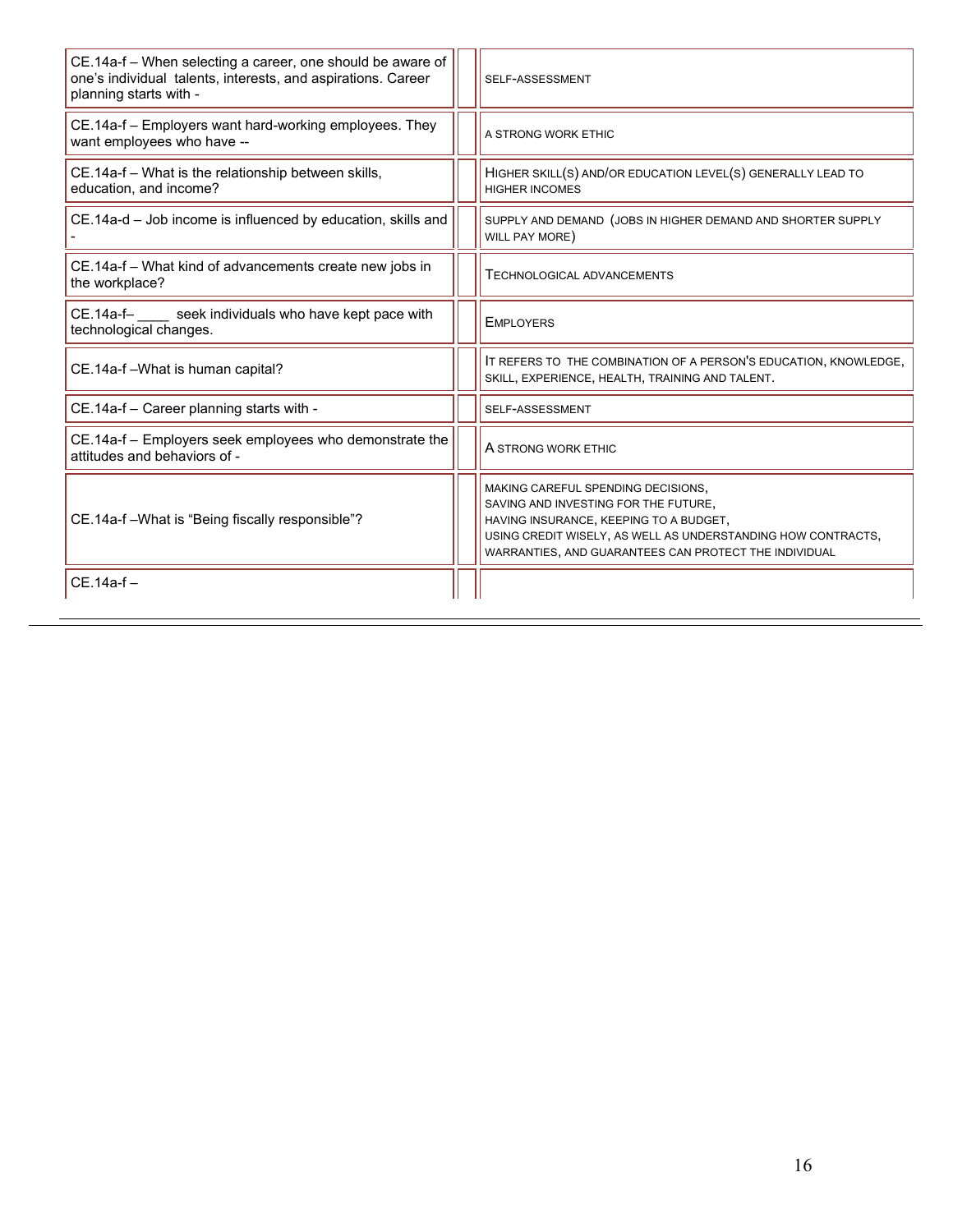| | | |
|---|---|---|
| CE.14a-f – When selecting a career, one should be aware of one's individual talents, interests, and aspirations. Career planning starts with - | | SELF-ASSESSMENT |
| CE.14a-f – Employers want hard-working employees. They want employees who have -- | | A STRONG WORK ETHIC |
| CE.14a-f – What is the relationship between skills, education, and income? | | HIGHER SKILL(S) AND/OR EDUCATION LEVEL(S) GENERALLY LEAD TO HIGHER INCOMES |
| CE.14a-d – Job income is influenced by education, skills and - | | SUPPLY AND DEMAND (JOBS IN HIGHER DEMAND AND SHORTER SUPPLY WILL PAY MORE) |
| CE.14a-f – What kind of advancements create new jobs in the workplace? | | TECHNOLOGICAL ADVANCEMENTS |
| CE.14a-f– ____ seek individuals who have kept pace with technological changes. | | EMPLOYERS |
| CE.14a-f –What is human capital? | | IT REFERS TO THE COMBINATION OF A PERSON'S EDUCATION, KNOWLEDGE, SKILL, EXPERIENCE, HEALTH, TRAINING AND TALENT. |
| CE.14a-f – Career planning starts with - | | SELF-ASSESSMENT |
| CE.14a-f – Employers seek employees who demonstrate the attitudes and behaviors of - | | A STRONG WORK ETHIC |
| CE.14a-f –What is "Being fiscally responsible"? | | MAKING CAREFUL SPENDING DECISIONS, SAVING AND INVESTING FOR THE FUTURE, HAVING INSURANCE, KEEPING TO A BUDGET, USING CREDIT WISELY, AS WELL AS UNDERSTANDING HOW CONTRACTS, WARRANTIES, AND GUARANTEES CAN PROTECT THE INDIVIDUAL |
| CE.14a-f – | | |